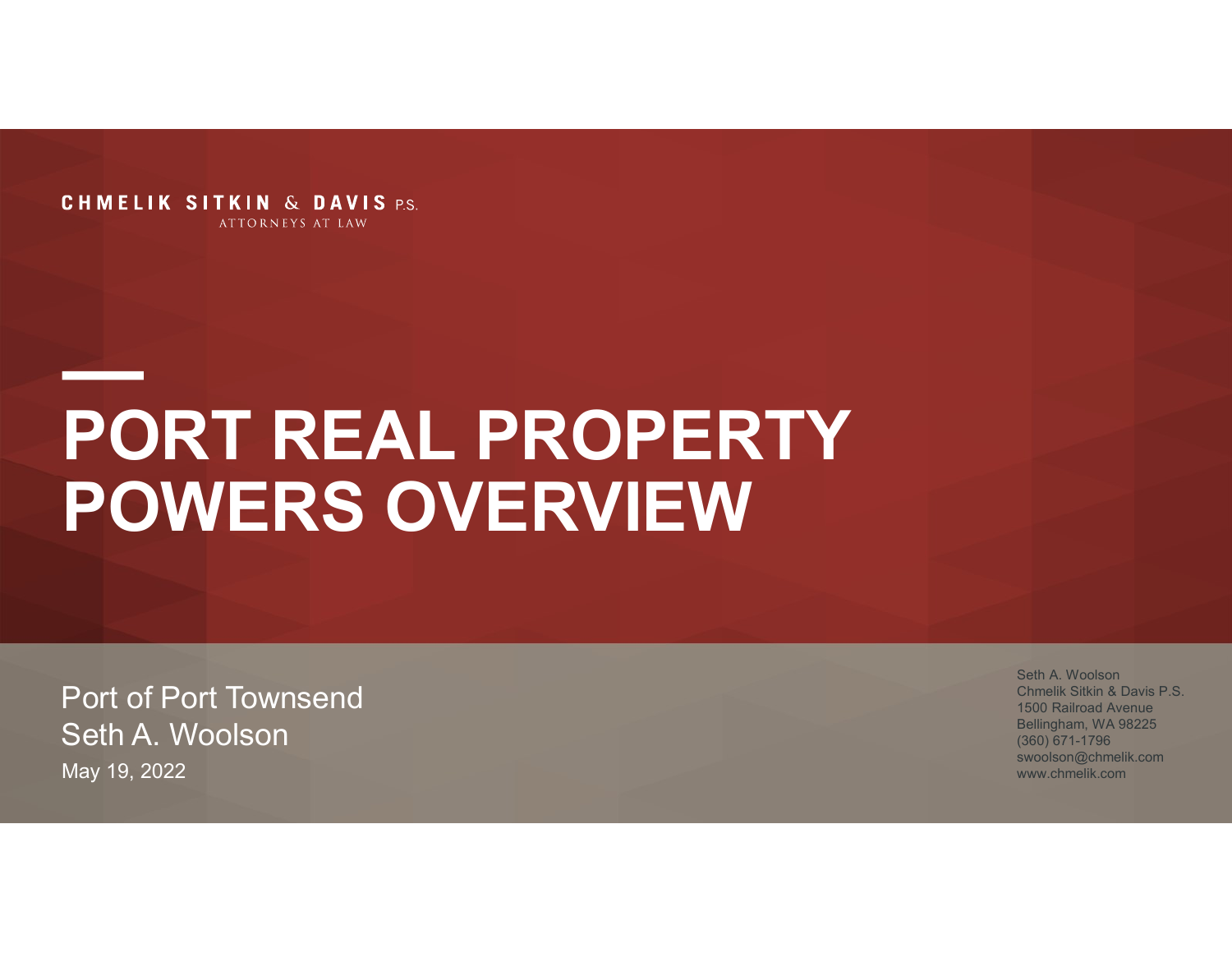CHMELIK SITKIN & DAVIS P.S.
ATTORNEYS AT LAW

# PORT REAL PROPERTY POWERS OVERVIEW

Port of Port Townsend
Seth A. Woolson
May 19, 2022

Seth A. Woolson
Chmelik Sitkin & Davis P.S.
1500 Railroad Avenue
Bellingham, WA 98225
(360) 671-1796
swoolson@chmelik.com
www.chmelik.com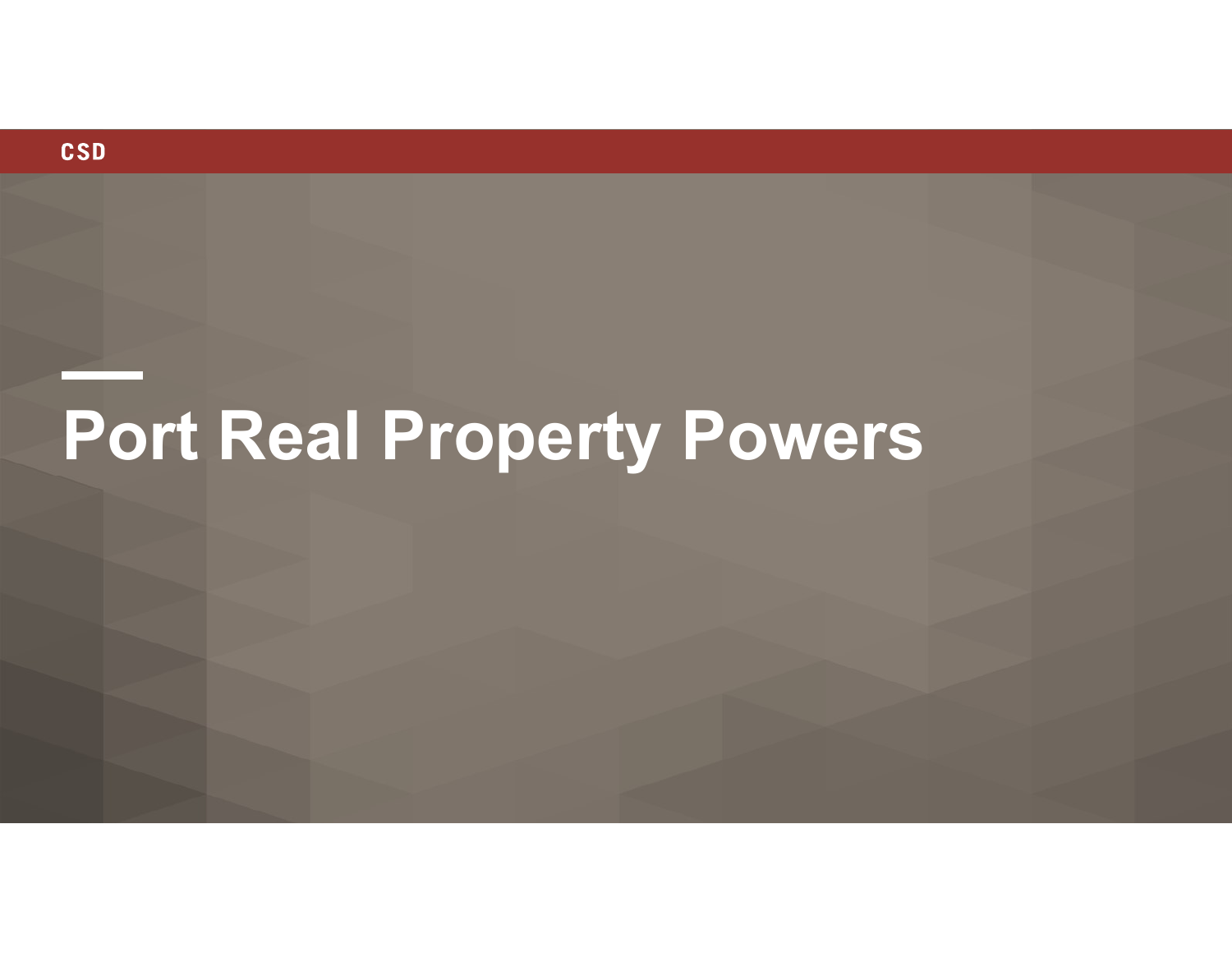# Port Real Property Powers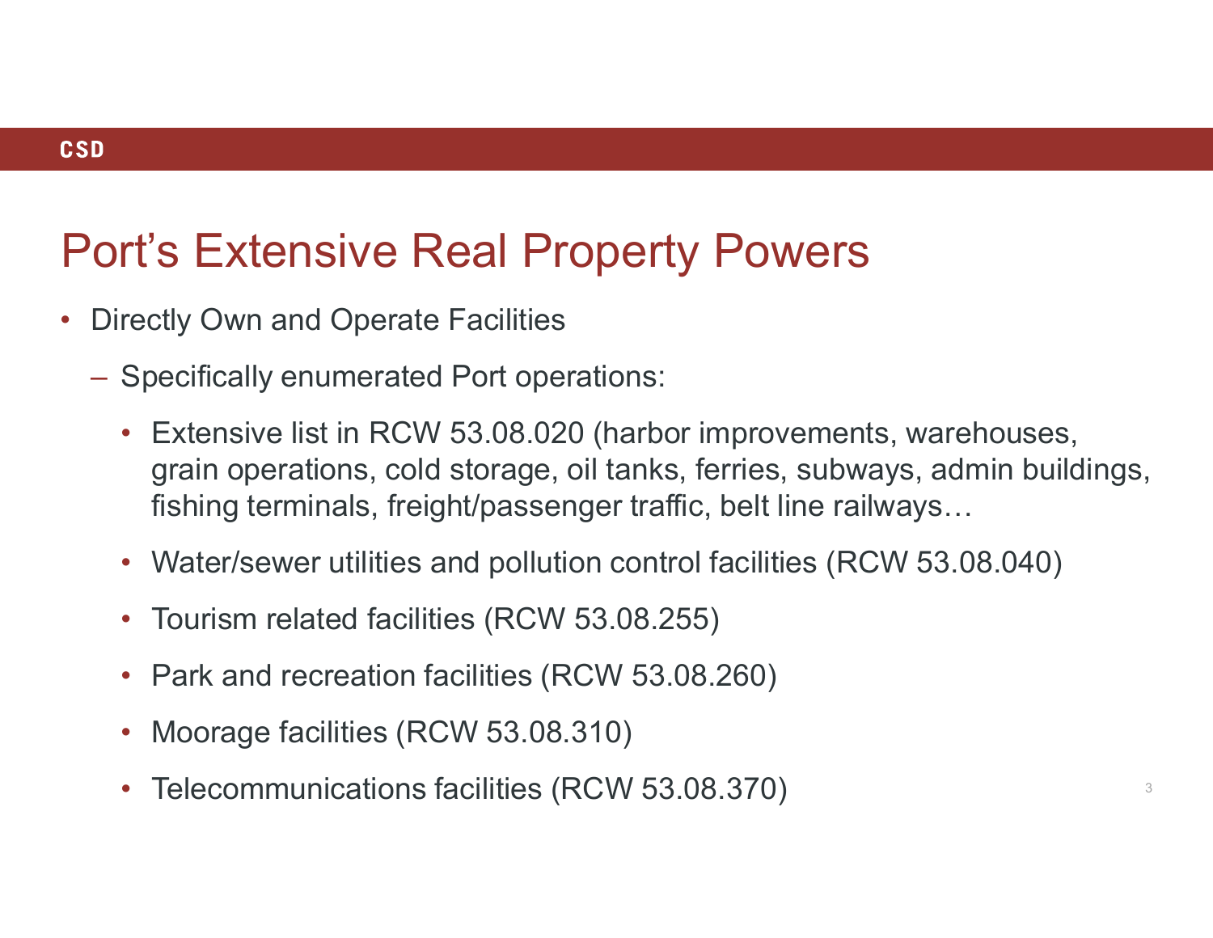# Port's Extensive Real Property Powers

- Directly Own and Operate Facilities
  - Specifically enumerated Port operations:
    - Extensive list in RCW 53.08.020 (harbor improvements, warehouses, grain operations, cold storage, oil tanks, ferries, subways, admin buildings, fishing terminals, freight/passenger traffic, belt line railways…
    - Water/sewer utilities and pollution control facilities (RCW 53.08.040)
    - Tourism related facilities (RCW 53.08.255)
    - Park and recreation facilities (RCW 53.08.260)
    - Moorage facilities (RCW 53.08.310)
    - Telecommunications facilities (RCW 53.08.370)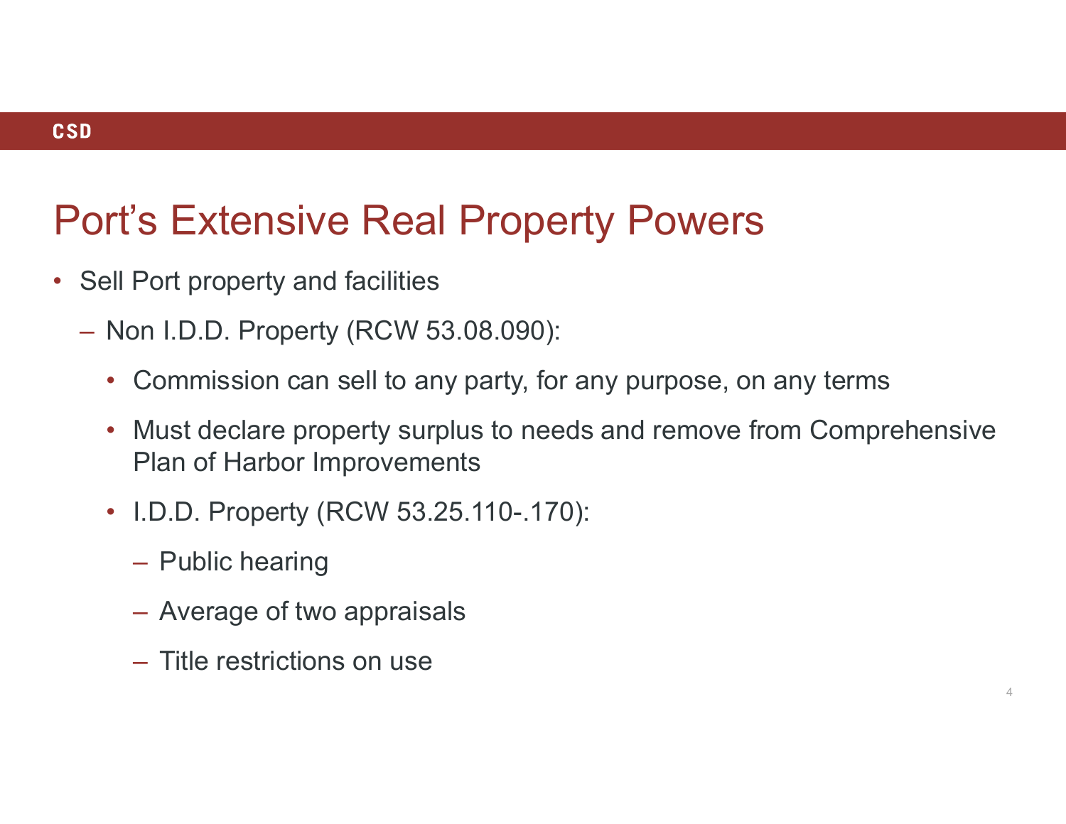# Port's Extensive Real Property Powers

- Sell Port property and facilities
  - Non I.D.D. Property (RCW 53.08.090):
    - Commission can sell to any party, for any purpose, on any terms
    - Must declare property surplus to needs and remove from Comprehensive Plan of Harbor Improvements
    - I.D.D. Property (RCW 53.25.110-.170):
      - Public hearing
      - Average of two appraisals
      - Title restrictions on use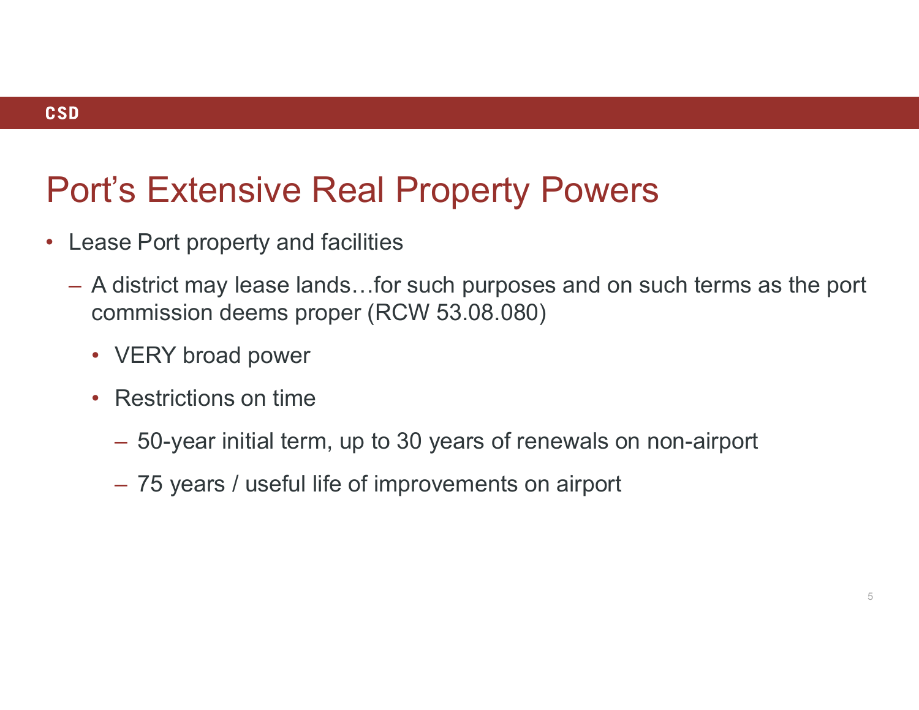# Port's Extensive Real Property Powers

- Lease Port property and facilities
  - A district may lease lands…for such purposes and on such terms as the port commission deems proper (RCW 53.08.080)
    - VERY broad power
    - Restrictions on time
      - 50-year initial term, up to 30 years of renewals on non-airport
      - 75 years / useful life of improvements on airport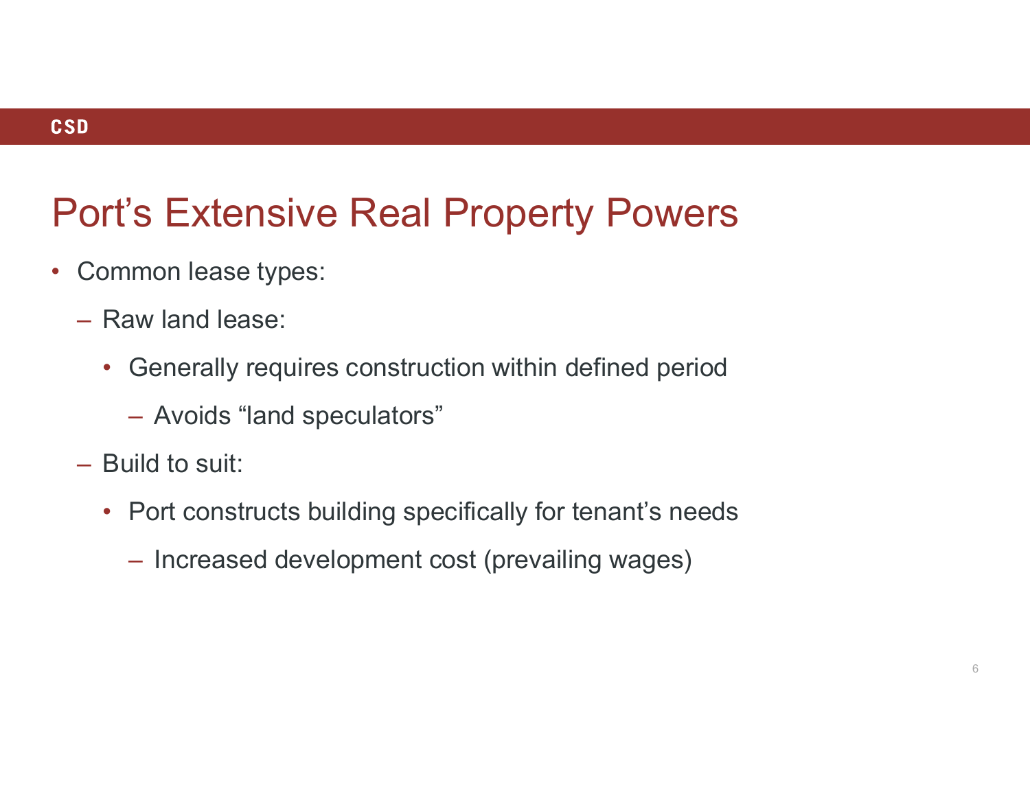# Port's Extensive Real Property Powers

- Common lease types:
  - Raw land lease:
    - Generally requires construction within defined period
      - Avoids "land speculators"
  - Build to suit:
    - Port constructs building specifically for tenant's needs
      - Increased development cost (prevailing wages)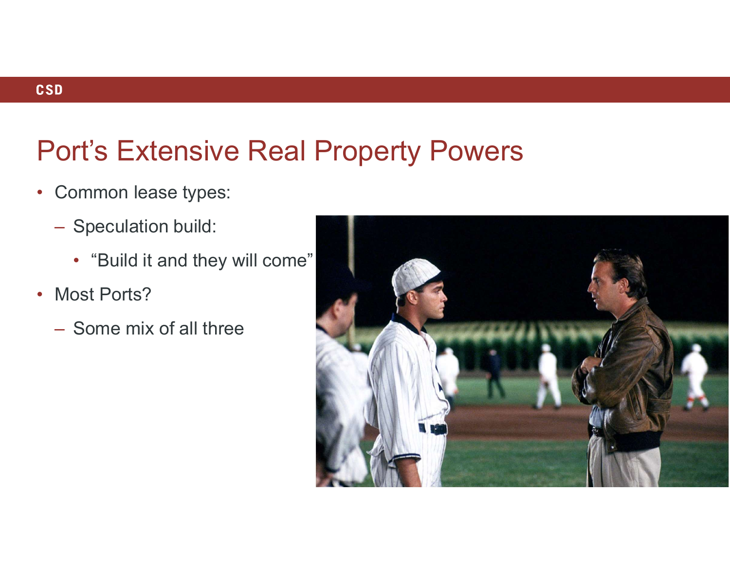# Port's Extensive Real Property Powers

- Common lease types:
  - Speculation build:
    - "Build it and they will come"
- Most Ports?
  - Some mix of all three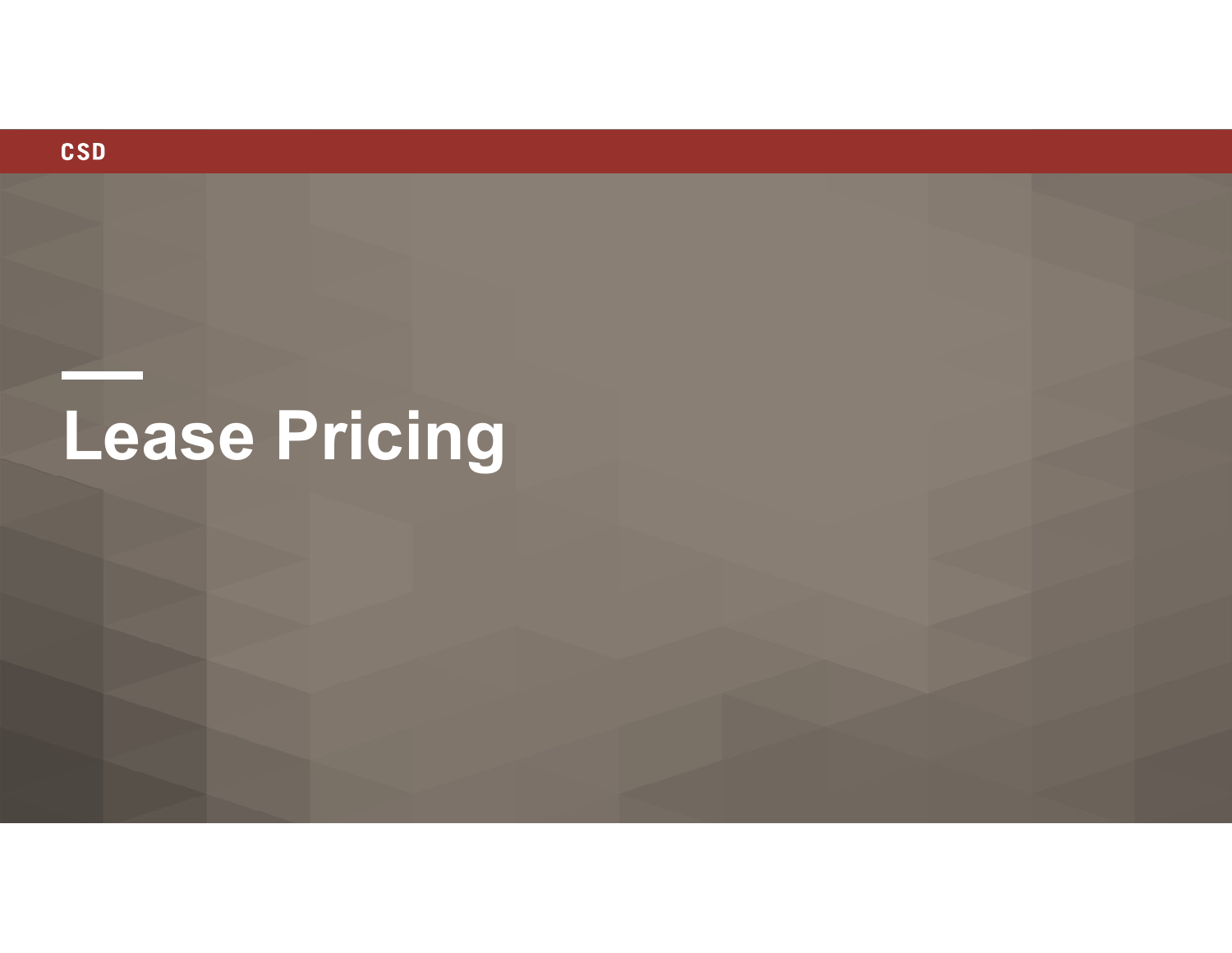CSD

# Lease Pricing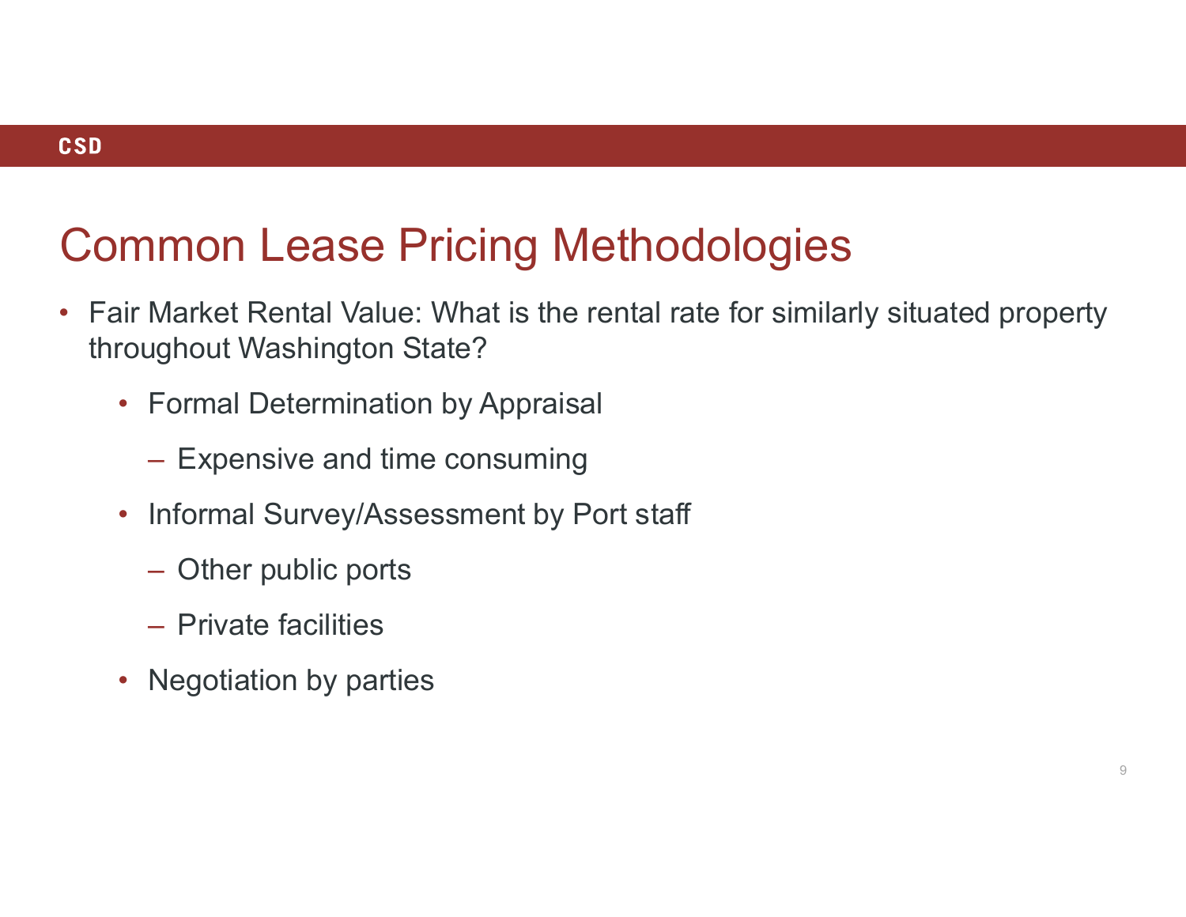# Common Lease Pricing Methodologies

- Fair Market Rental Value: What is the rental rate for similarly situated property throughout Washington State?
  - Formal Determination by Appraisal
    - Expensive and time consuming
  - Informal Survey/Assessment by Port staff
    - Other public ports
    - Private facilities
  - Negotiation by parties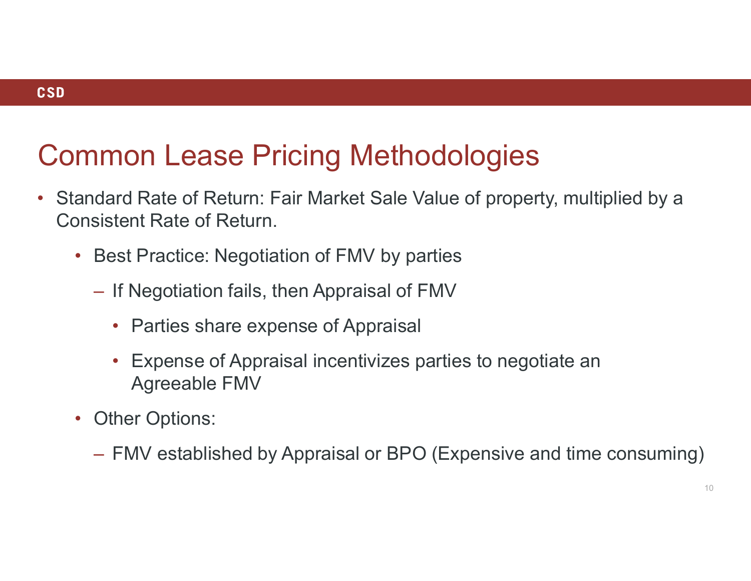# Common Lease Pricing Methodologies

- Standard Rate of Return: Fair Market Sale Value of property, multiplied by a Consistent Rate of Return.
  - Best Practice: Negotiation of FMV by parties
    - If Negotiation fails, then Appraisal of FMV
      - Parties share expense of Appraisal
      - Expense of Appraisal incentivizes parties to negotiate an Agreeable FMV
  - Other Options:
    - FMV established by Appraisal or BPO (Expensive and time consuming)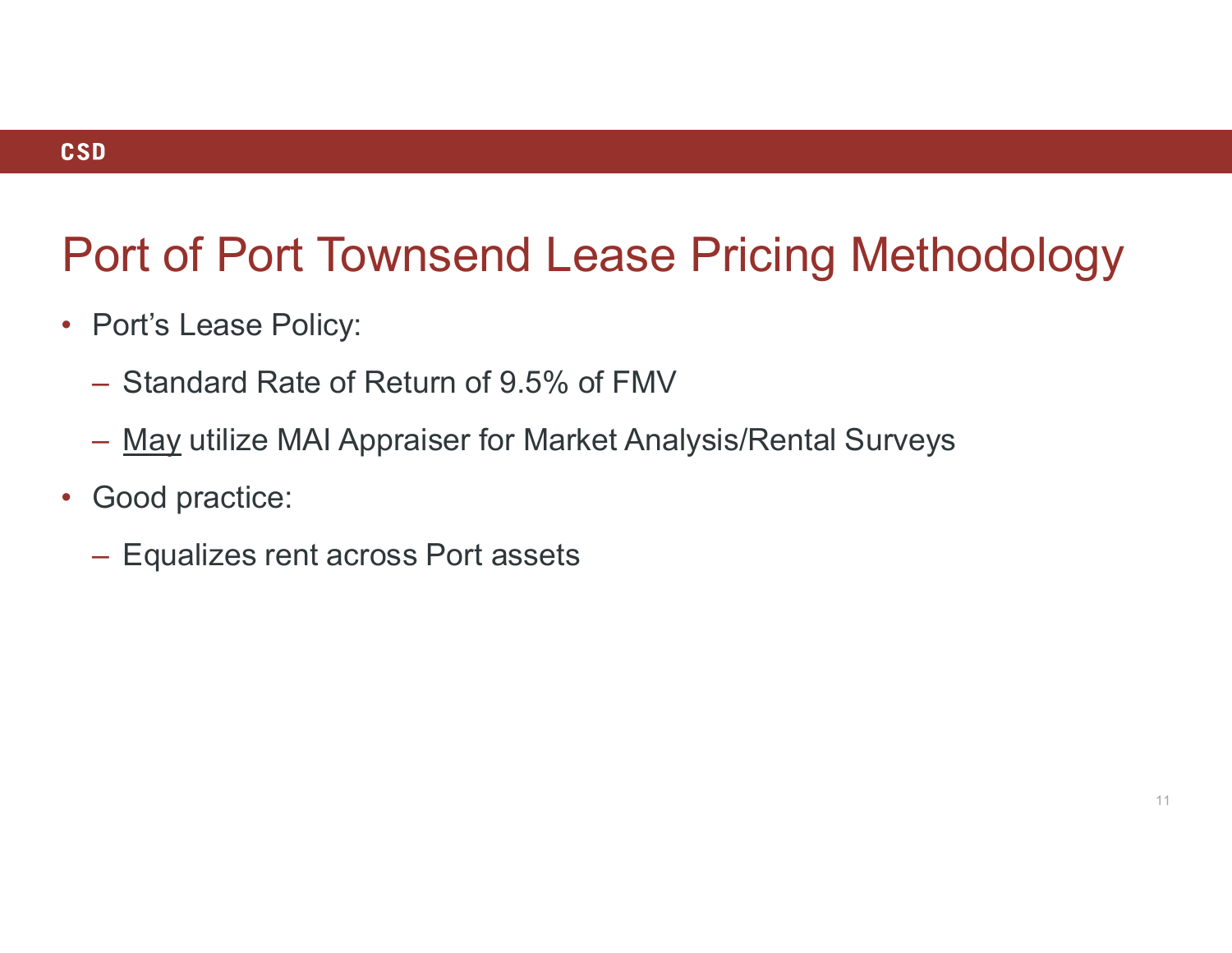# Port of Port Townsend Lease Pricing Methodology

- Port's Lease Policy:
  - Standard Rate of Return of 9.5% of FMV
  - <u>May</u> utilize MAI Appraiser for Market Analysis/Rental Surveys
- Good practice:
  - Equalizes rent across Port assets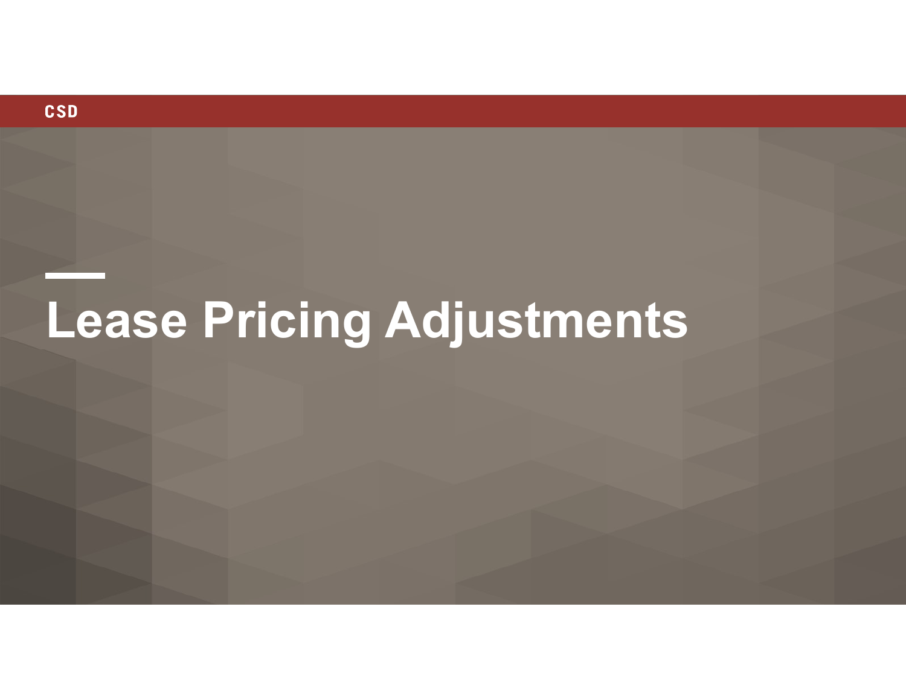CSD

# Lease Pricing Adjustments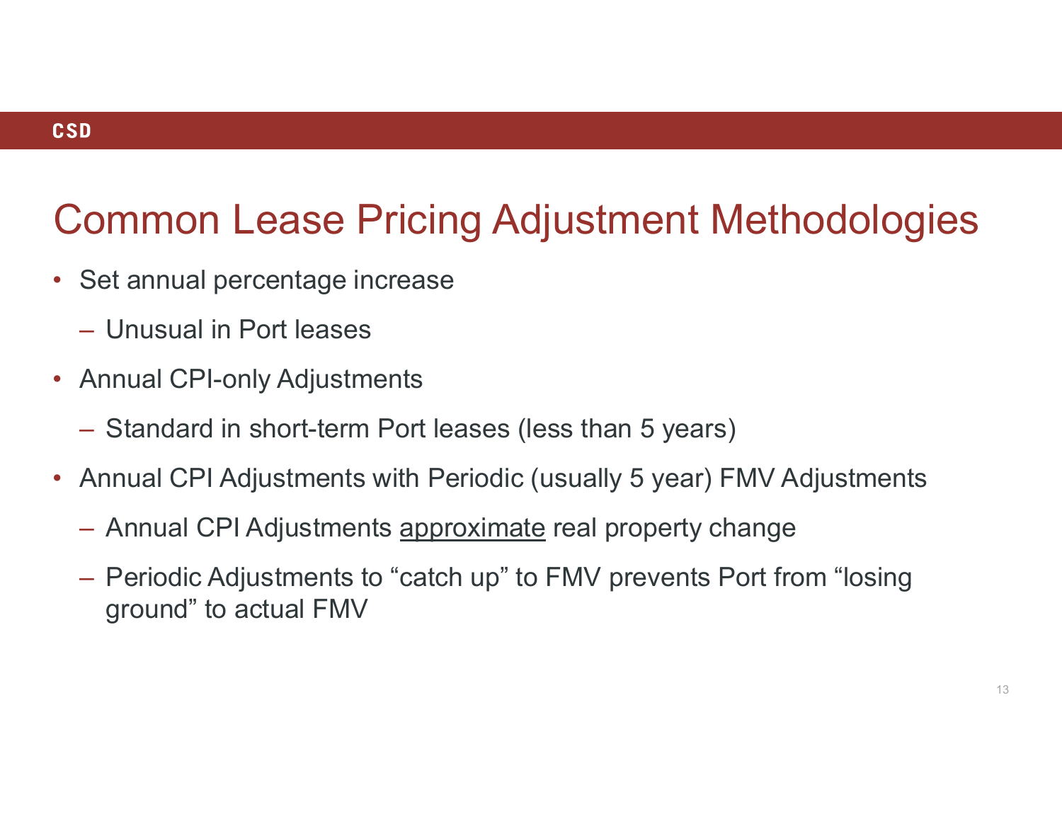# Common Lease Pricing Adjustment Methodologies

- Set annual percentage increase
  - Unusual in Port leases
- Annual CPI-only Adjustments
  - Standard in short-term Port leases (less than 5 years)
- Annual CPI Adjustments with Periodic (usually 5 year) FMV Adjustments
  - Annual CPI Adjustments <u>approximate</u> real property change
  - Periodic Adjustments to “catch up” to FMV prevents Port from “losing ground” to actual FMV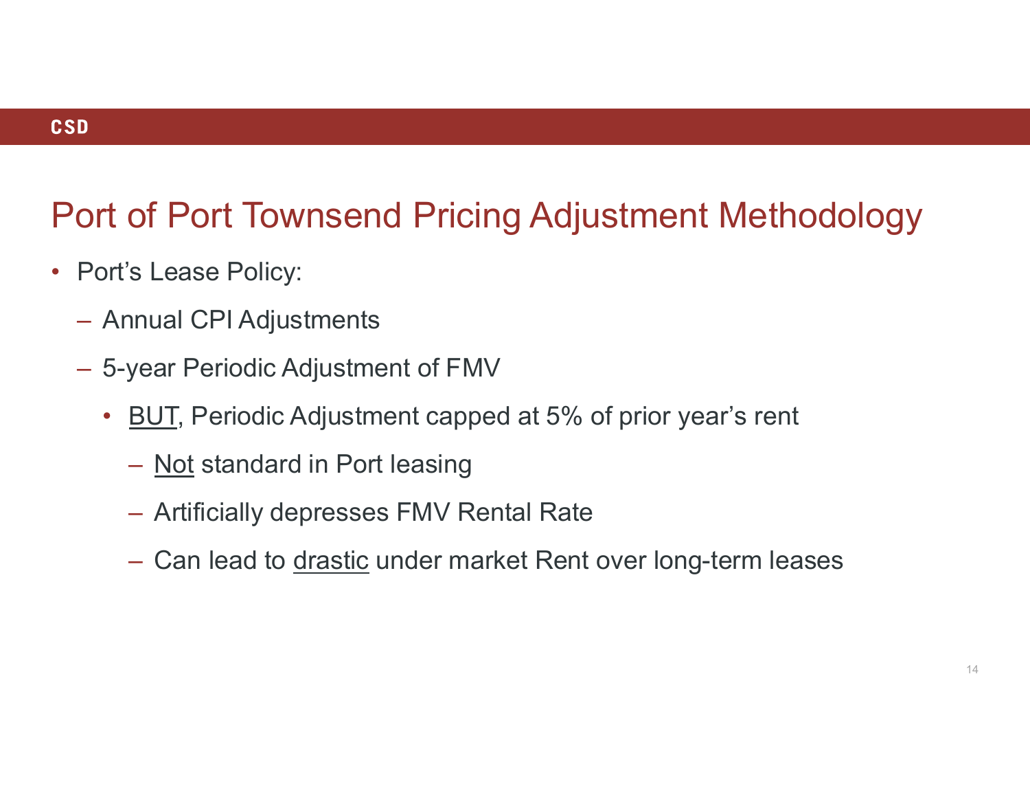# Port of Port Townsend Pricing Adjustment Methodology

- Port's Lease Policy:
  - Annual CPI Adjustments
  - 5-year Periodic Adjustment of FMV
    - <u>BUT</u>, Periodic Adjustment capped at 5% of prior year's rent
      - <u>Not</u> standard in Port leasing
      - Artificially depresses FMV Rental Rate
      - Can lead to <u>drastic</u> under market Rent over long-term leases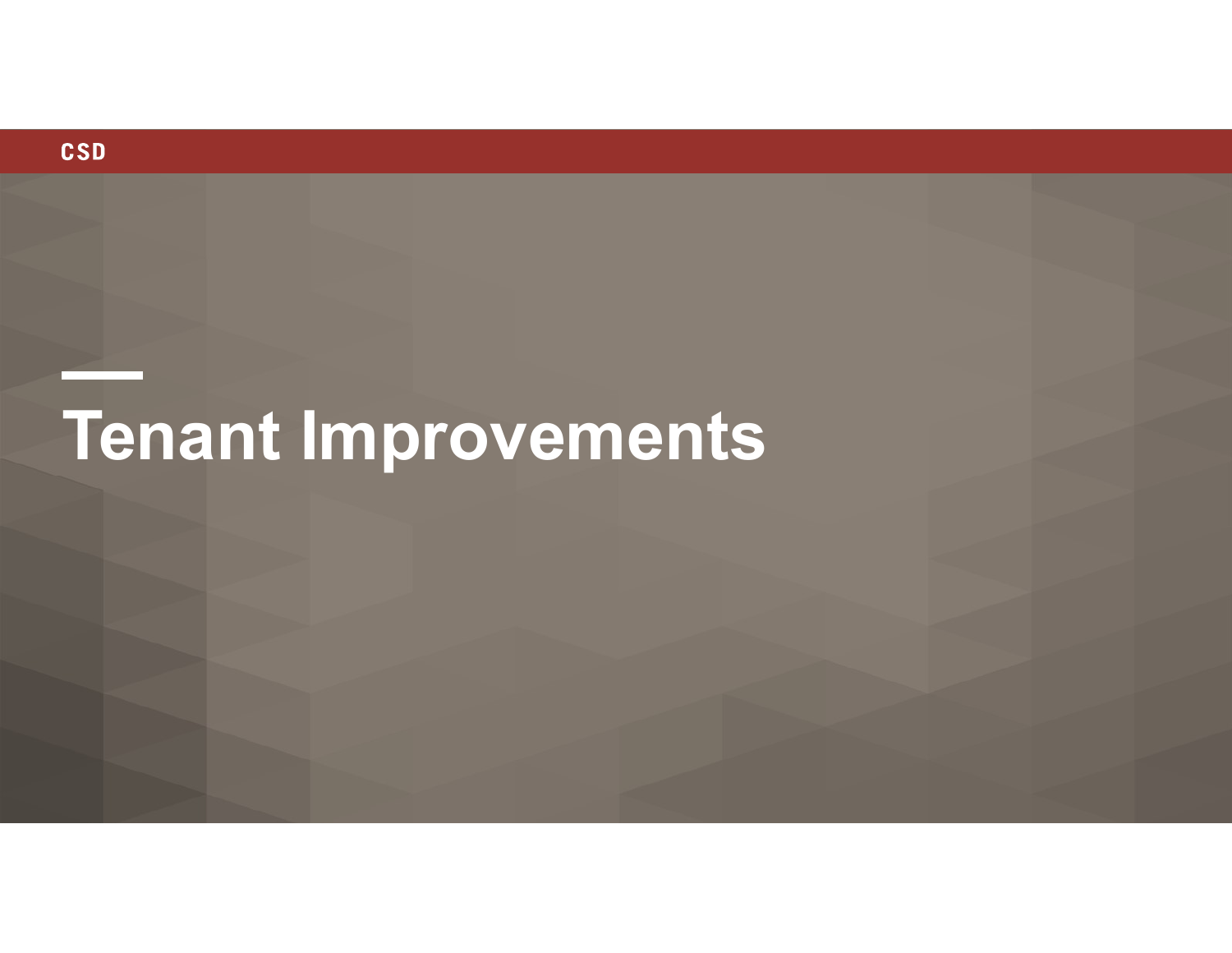# Tenant Improvements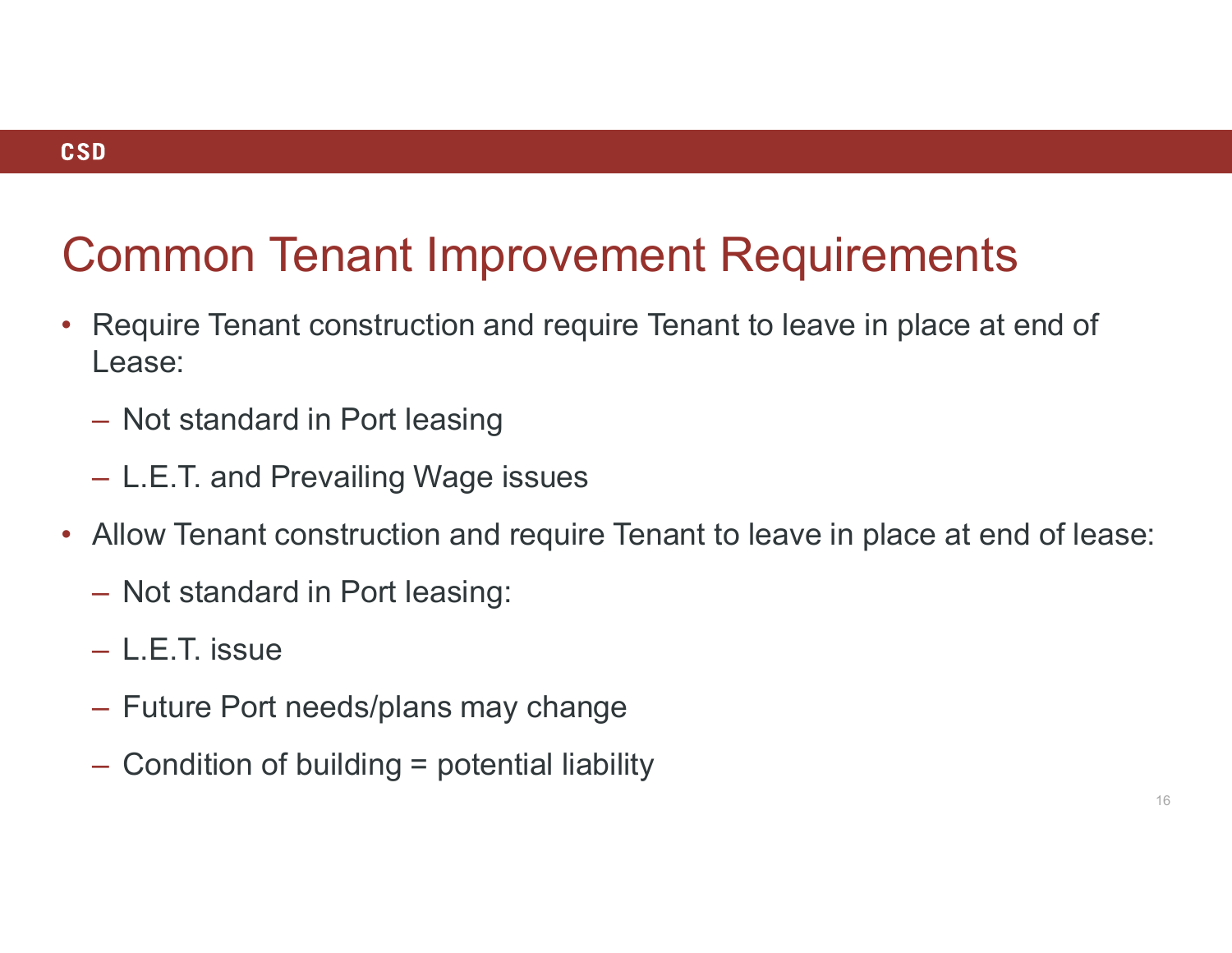# Common Tenant Improvement Requirements

- Require Tenant construction and require Tenant to leave in place at end of Lease:
  - Not standard in Port leasing
  - L.E.T. and Prevailing Wage issues
- Allow Tenant construction and require Tenant to leave in place at end of lease:
  - Not standard in Port leasing:
  - L.E.T. issue
  - Future Port needs/plans may change
  - Condition of building = potential liability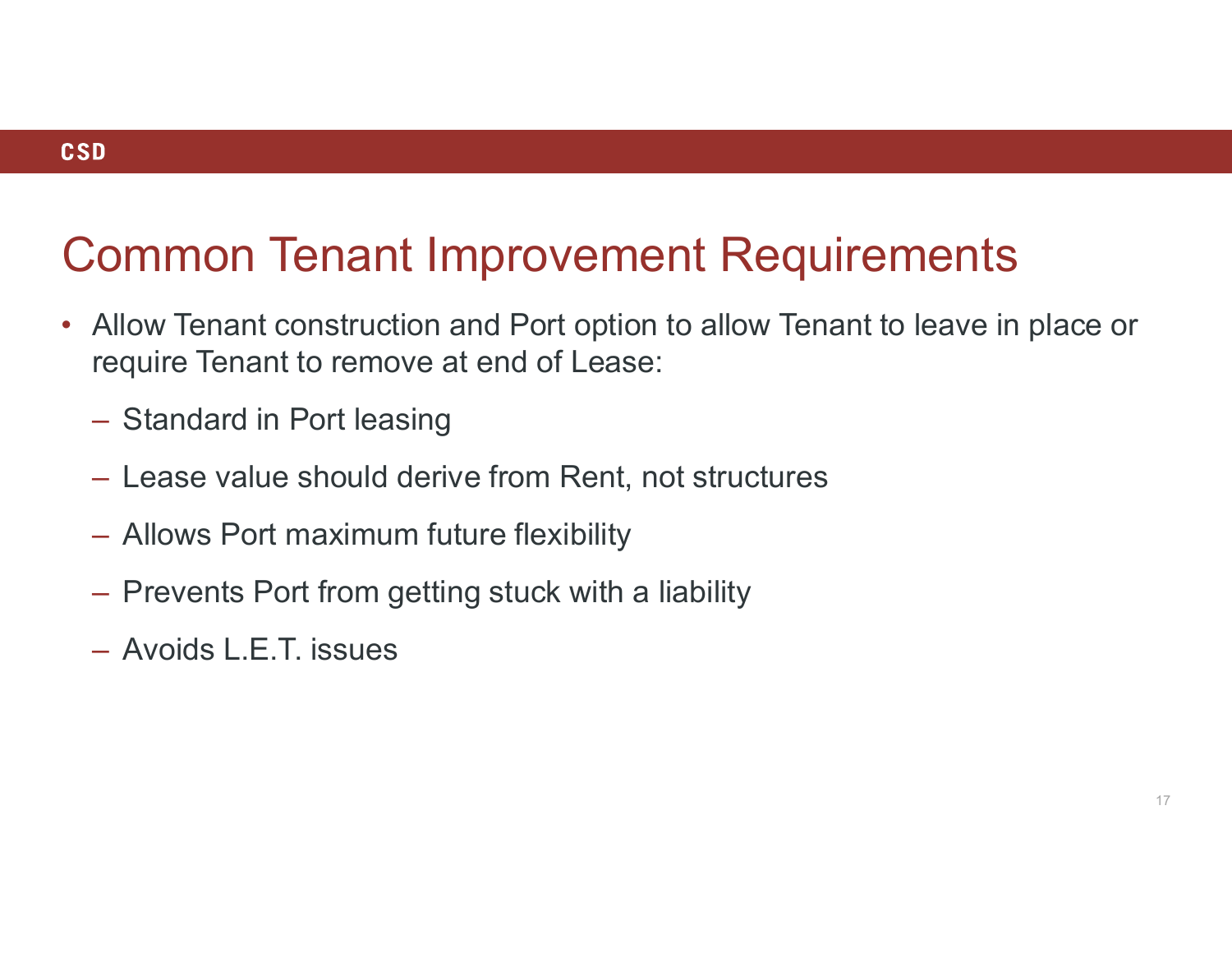# Common Tenant Improvement Requirements

- Allow Tenant construction and Port option to allow Tenant to leave in place or require Tenant to remove at end of Lease:
  - Standard in Port leasing
  - Lease value should derive from Rent, not structures
  - Allows Port maximum future flexibility
  - Prevents Port from getting stuck with a liability
  - Avoids L.E.T. issues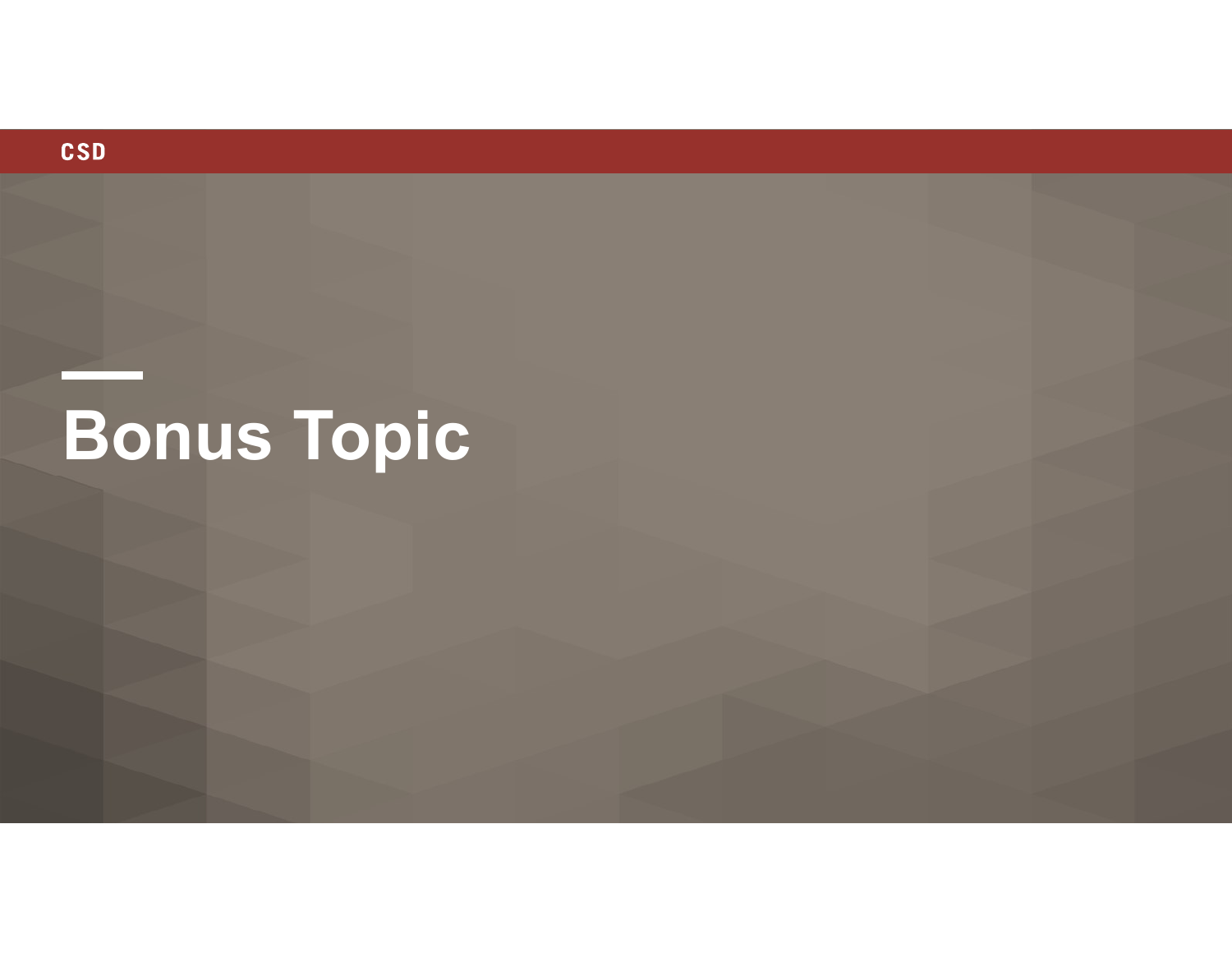CSD

# Bonus Topic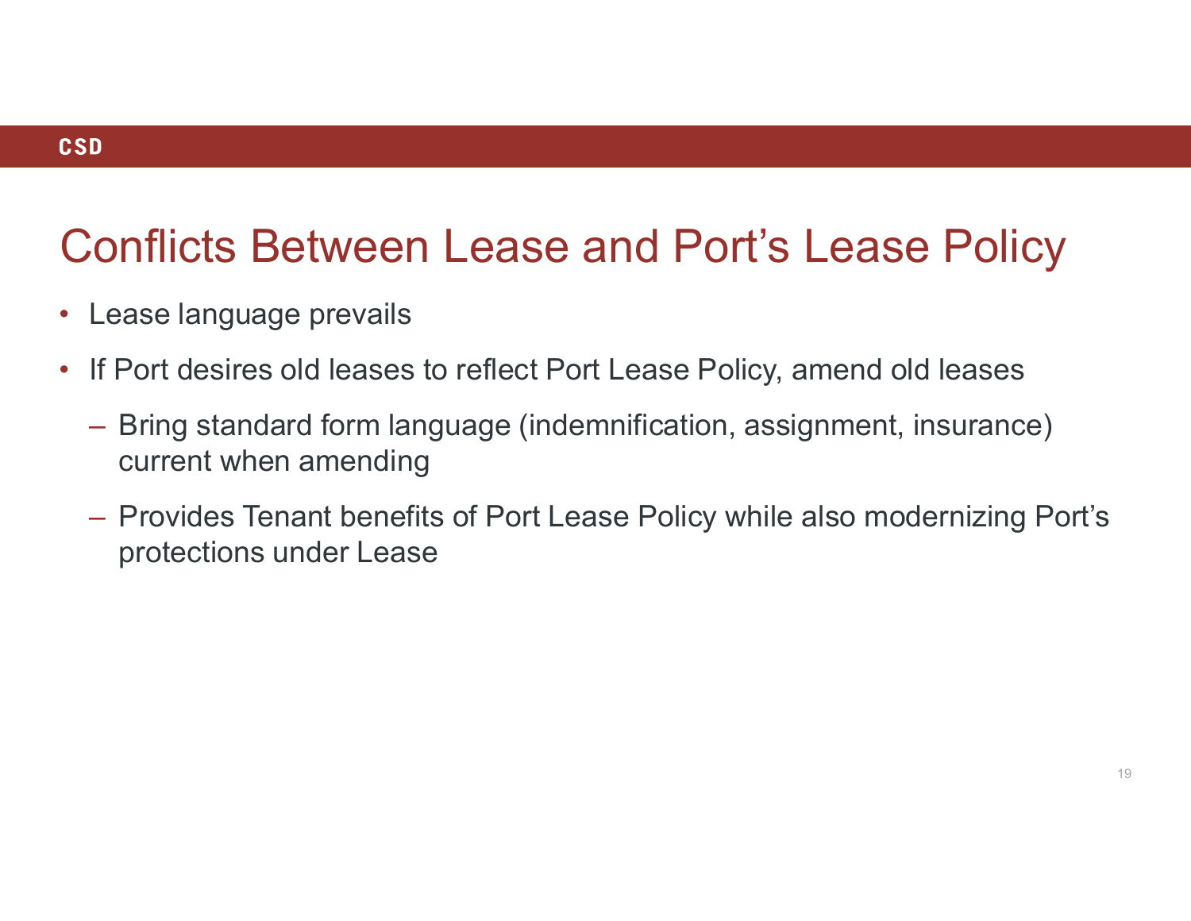# Conflicts Between Lease and Port's Lease Policy

- Lease language prevails
- If Port desires old leases to reflect Port Lease Policy, amend old leases
  - Bring standard form language (indemnification, assignment, insurance) current when amending
  - Provides Tenant benefits of Port Lease Policy while also modernizing Port's protections under Lease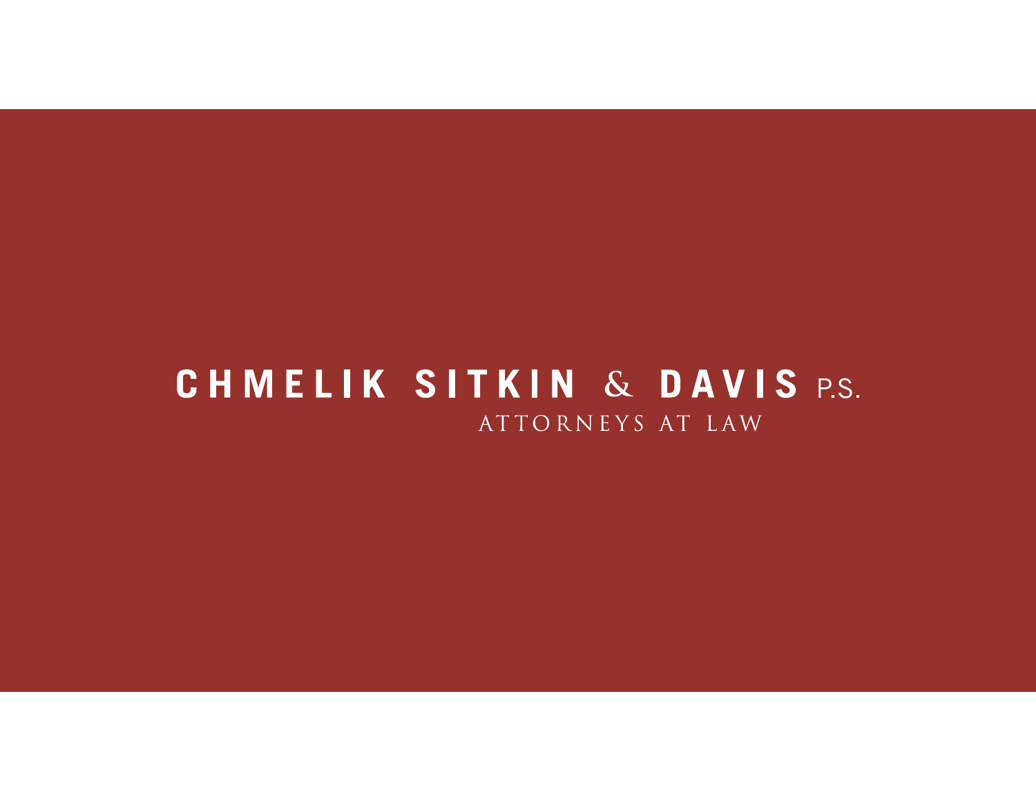**CHMELIK SITKIN & DAVIS P.S.**

ATTORNEYS AT LAW